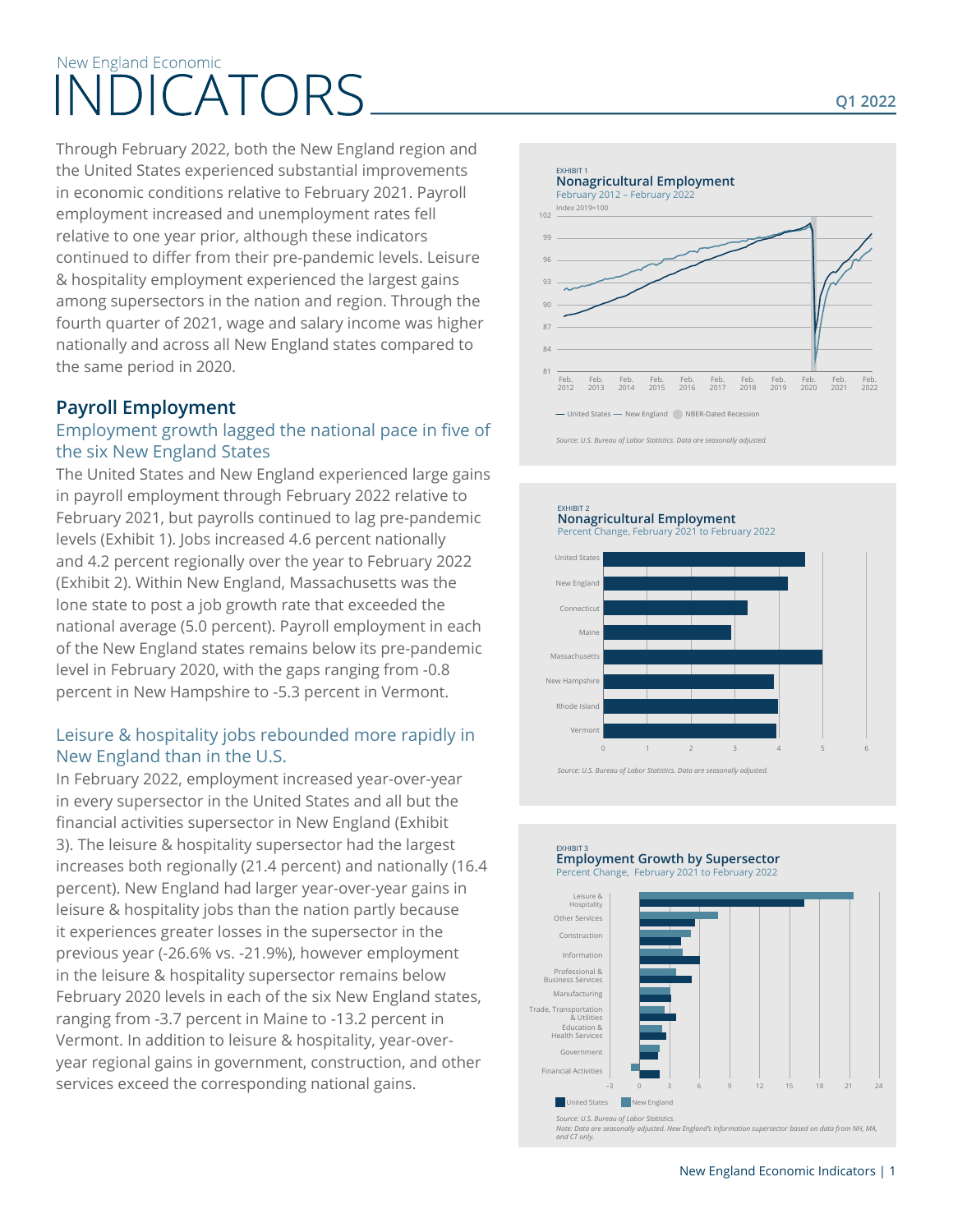# New England Economic INDICATORS

**Q1 2022**

Through February 2022, both the New England region and the United States experienced substantial improvements in economic conditions relative to February 2021. Payroll employment increased and unemployment rates fell relative to one year prior, although these indicators continued to differ from their pre-pandemic levels. Leisure & hospitality employment experienced the largest gains among supersectors in the nation and region. Through the fourth quarter of 2021, wage and salary income was higher nationally and across all New England states compared to the same period in 2020.

## Payroll Employment

### Employment growth lagged the national pace in five of the six New England States

The United States and New England experienced large gains in payroll employment through February 2022 relative to February 2021, but payrolls continued to lag pre-pandemic levels (Exhibit 1). Jobs increased 4.6 percent nationally and 4.2 percent regionally over the year to February 2022 (Exhibit 2). Within New England, Massachusetts was the lone state to post a job growth rate that exceeded the national average (5.0 percent). Payroll employment in each of the New England states remains below its pre-pandemic level in February 2020, with the gaps ranging from -0.8 percent in New Hampshire to -5.3 percent in Vermont.

### Leisure & hospitality jobs rebounded more rapidly in New England than in the U.S.

In February 2022, employment increased year-over-year in every supersector in the United States and all but the financial activities supersector in New England (Exhibit 3). The leisure & hospitality supersector had the largest increases both regionally (21.4 percent) and nationally (16.4 percent). New England had larger year-over-year gains in leisure & hospitality jobs than the nation partly because it experiences greater losses in the supersector in the previous year (-26.6% vs. -21.9%), however employment in the leisure & hospitality supersector remains below February 2020 levels in each of the six New England states, ranging from -3.7 percent in Maine to -13.2 percent in Vermont. In addition to leisure & hospitality, year-over-year regional gains in government, construction, and other services exceed the corresponding national gains.

EXHIBIT 1
**Nonagricultural Employment**
February 2012 – February 2022
Index 2019=100

— United States — New England ● NBER-Dated Recession

*Source: U.S. Bureau of Labor Statistics. Data are seasonally adjusted.*

EXHIBIT 2
**Nonagricultural Employment**
Percent Change, February 2021 to February 2022

*Source: U.S. Bureau of Labor Statistics. Data are seasonally adjusted.*

EXHIBIT 3
**Employment Growth by Supersector**
Percent Change, February 2021 to February 2022

United States / New England

*Source: U.S. Bureau of Labor Statistics.*
*Note: Data are seasonally adjusted. New England's Information supersector based on data from NH, MA, and CT only.*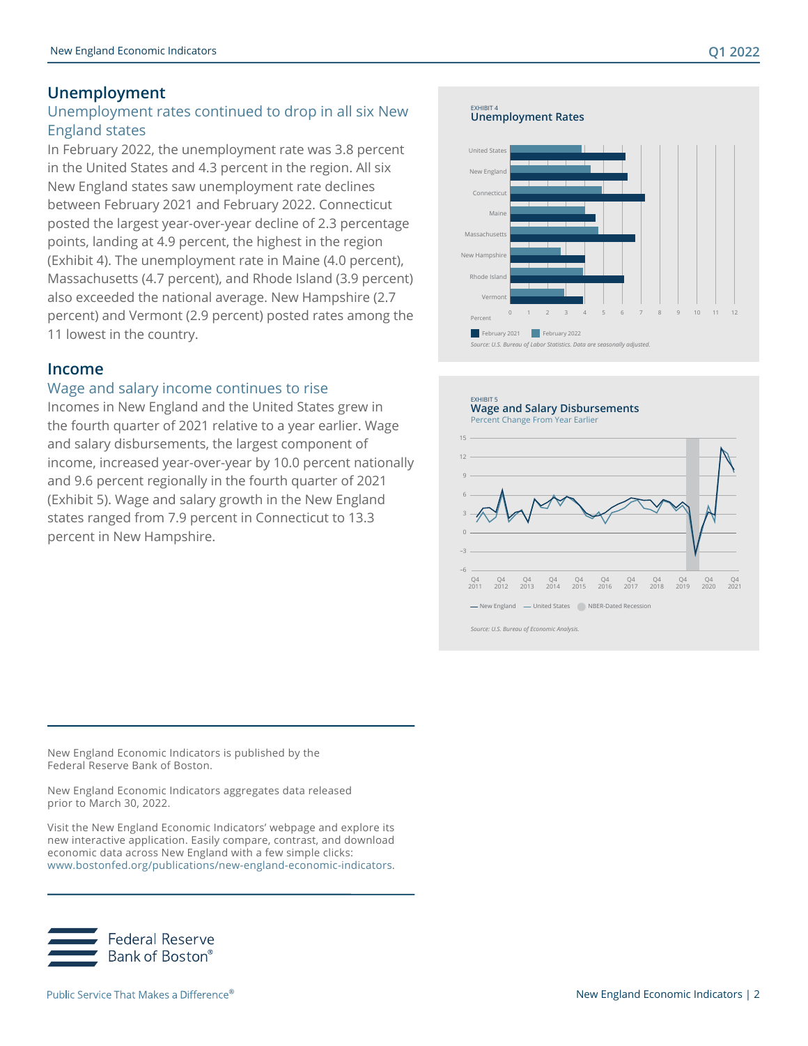## Unemployment

### Unemployment rates continued to drop in all six New England states

In February 2022, the unemployment rate was 3.8 percent in the United States and 4.3 percent in the region. All six New England states saw unemployment rate declines between February 2021 and February 2022. Connecticut posted the largest year-over-year decline of 2.3 percentage points, landing at 4.9 percent, the highest in the region (Exhibit 4). The unemployment rate in Maine (4.0 percent), Massachusetts (4.7 percent), and Rhode Island (3.9 percent) also exceeded the national average. New Hampshire (2.7 percent) and Vermont (2.9 percent) posted rates among the 11 lowest in the country.

## Income

### Wage and salary income continues to rise

Incomes in New England and the United States grew in the fourth quarter of 2021 relative to a year earlier. Wage and salary disbursements, the largest component of income, increased year-over-year by 10.0 percent nationally and 9.6 percent regionally in the fourth quarter of 2021 (Exhibit 5). Wage and salary growth in the New England states ranged from 7.9 percent in Connecticut to 13.3 percent in New Hampshire.

EXHIBIT 4
**Unemployment Rates**

United States
New England
Connecticut
Maine
Massachusetts
New Hampshire
Rhode Island
Vermont

Percent
0 1 2 3 4 5 6 7 8 9 10 11 12

February 2021 February 2022

*Source: U.S. Bureau of Labor Statistics. Data are seasonally adjusted.*

EXHIBIT 5
**Wage and Salary Disbursements**
Percent Change From Year Earlier

15
12
9
6
3
0
−3
−6

Q4 2011 Q4 2012 Q4 2013 Q4 2014 Q4 2015 Q4 2016 Q4 2017 Q4 2018 Q4 2019 Q4 2020 Q4 2021

New England United States NBER-Dated Recession

*Source: U.S. Bureau of Economic Analysis.*

---

New England Economic Indicators is published by the Federal Reserve Bank of Boston.

New England Economic Indicators aggregates data released prior to March 30, 2022.

Visit the New England Economic Indicators' webpage and explore its new interactive application. Easily compare, contrast, and download economic data across New England with a few simple clicks: www.bostonfed.org/publications/new-england-economic-indicators.

---

Federal Reserve Bank of Boston®

Public Service That Makes a Difference®